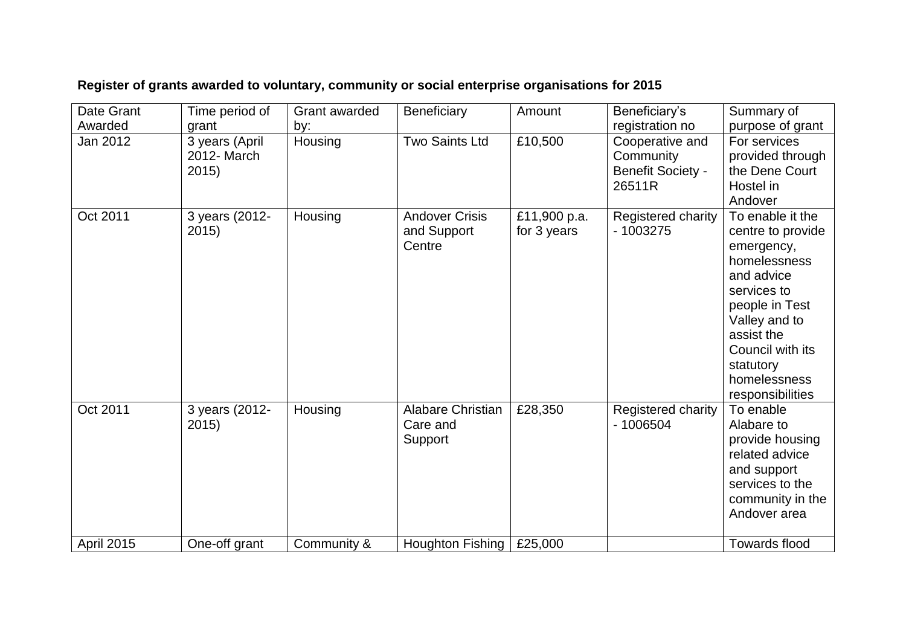**Register of grants awarded to voluntary, community or social enterprise organisations for 2015**

| Date Grant Awarded | Time period of grant | Grant awarded by: | Beneficiary | Amount | Beneficiary's registration no | Summary of purpose of grant |
|---|---|---|---|---|---|---|
| Jan 2012 | 3 years (April 2012- March 2015) | Housing | Two Saints Ltd | £10,500 | Cooperative and Community Benefit Society - 26511R | For services provided through the Dene Court Hostel in Andover |
| Oct 2011 | 3 years (2012-2015) | Housing | Andover Crisis and Support Centre | £11,900 p.a. for 3 years | Registered charity - 1003275 | To enable it the centre to provide emergency, homelessness and advice services to people in Test Valley and to assist the Council with its statutory homelessness responsibilities |
| Oct 2011 | 3 years (2012-2015) | Housing | Alabare Christian Care and Support | £28,350 | Registered charity - 1006504 | To enable Alabare to provide housing related advice and support services to the community in the Andover area |
| April 2015 | One-off grant | Community & | Houghton Fishing | £25,000 | | Towards flood |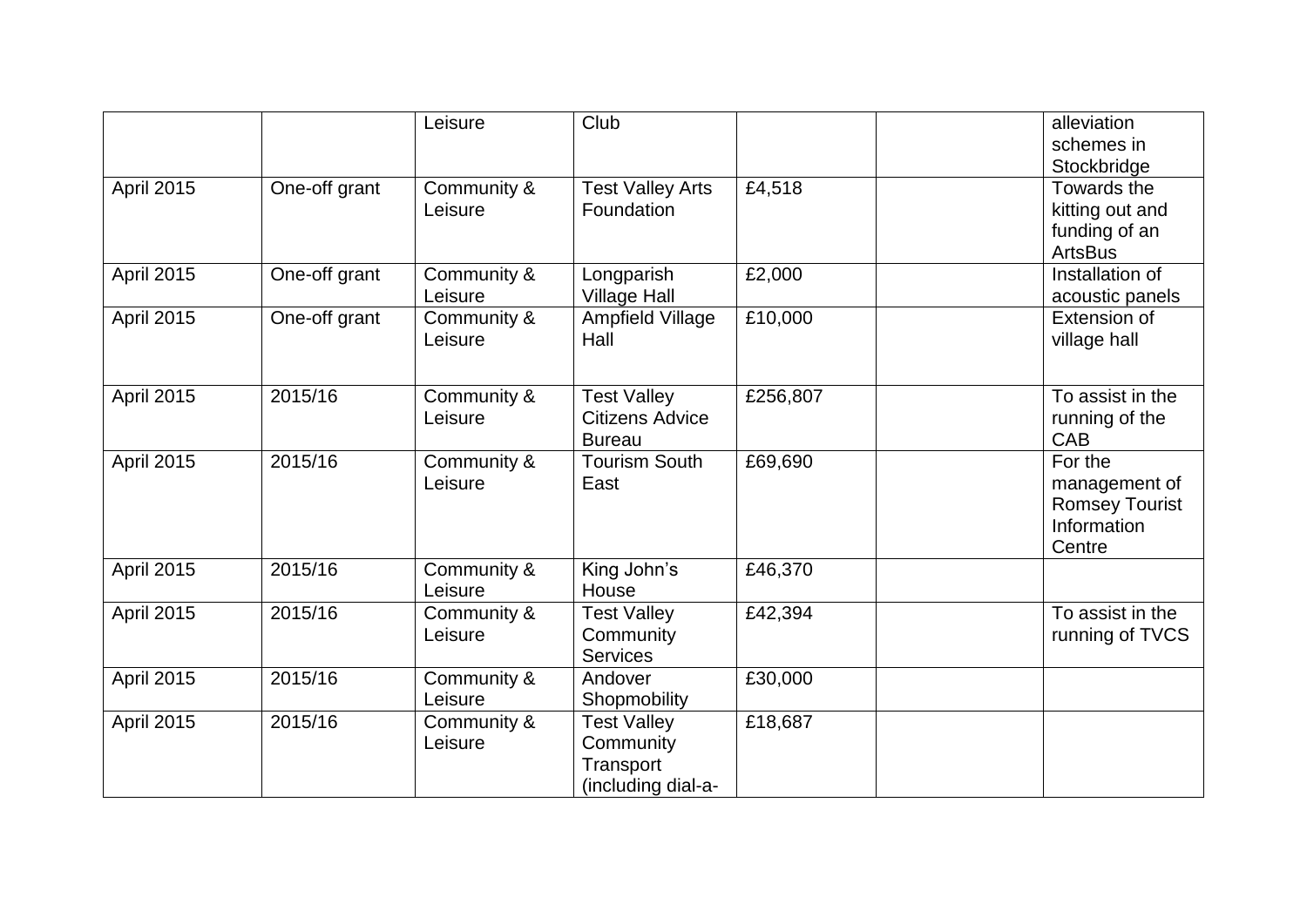| | | Leisure | Club | | | alleviation schemes in Stockbridge |
|---|---|---|---|---|---|---|
| April 2015 | One-off grant | Community & Leisure | Test Valley Arts Foundation | £4,518 | | Towards the kitting out and funding of an ArtsBus |
| April 2015 | One-off grant | Community & Leisure | Longparish Village Hall | £2,000 | | Installation of acoustic panels |
| April 2015 | One-off grant | Community & Leisure | Ampfield Village Hall | £10,000 | | Extension of village hall |
| April 2015 | 2015/16 | Community & Leisure | Test Valley Citizens Advice Bureau | £256,807 | | To assist in the running of the CAB |
| April 2015 | 2015/16 | Community & Leisure | Tourism South East | £69,690 | | For the management of Romsey Tourist Information Centre |
| April 2015 | 2015/16 | Community & Leisure | King John's House | £46,370 | | |
| April 2015 | 2015/16 | Community & Leisure | Test Valley Community Services | £42,394 | | To assist in the running of TVCS |
| April 2015 | 2015/16 | Community & Leisure | Andover Shopmobility | £30,000 | | |
| April 2015 | 2015/16 | Community & Leisure | Test Valley Community Transport (including dial-a- | £18,687 | | |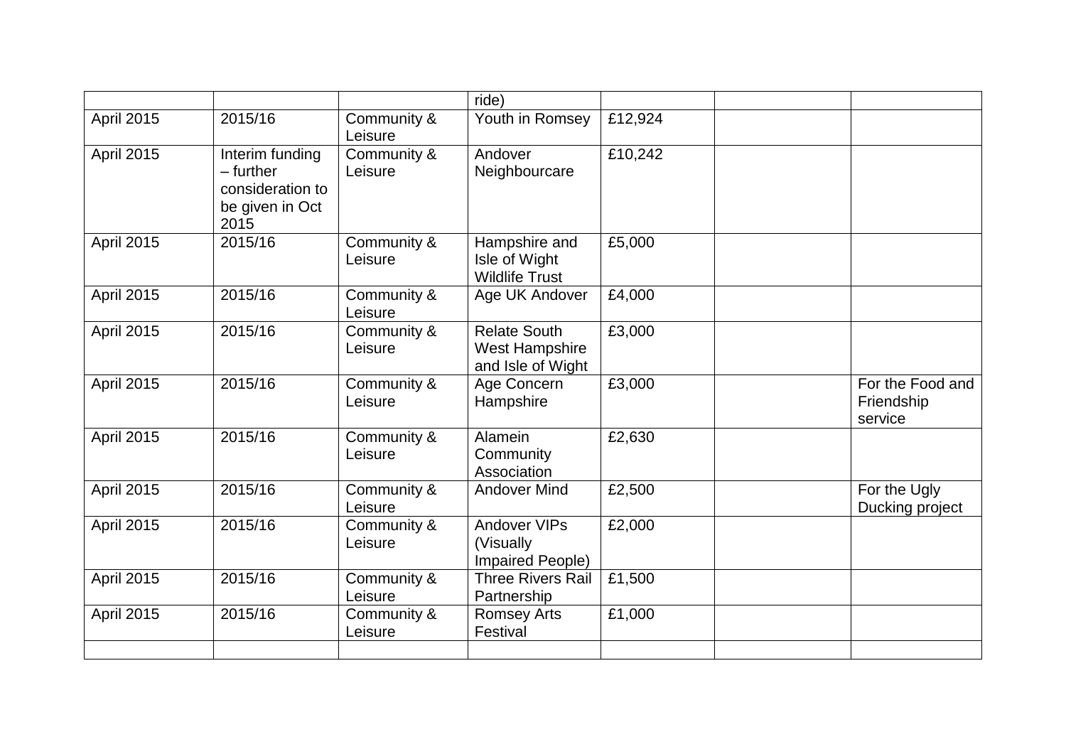| | | | ride) | | | |
|---|---|---|---|---|---|---|
| April 2015 | 2015/16 | Community & Leisure | Youth in Romsey | £12,924 | | |
| April 2015 | Interim funding – further consideration to be given in Oct 2015 | Community & Leisure | Andover Neighbourcare | £10,242 | | |
| April 2015 | 2015/16 | Community & Leisure | Hampshire and Isle of Wight Wildlife Trust | £5,000 | | |
| April 2015 | 2015/16 | Community & Leisure | Age UK Andover | £4,000 | | |
| April 2015 | 2015/16 | Community & Leisure | Relate South West Hampshire and Isle of Wight | £3,000 | | |
| April 2015 | 2015/16 | Community & Leisure | Age Concern Hampshire | £3,000 | | For the Food and Friendship service |
| April 2015 | 2015/16 | Community & Leisure | Alamein Community Association | £2,630 | | |
| April 2015 | 2015/16 | Community & Leisure | Andover Mind | £2,500 | | For the Ugly Ducking project |
| April 2015 | 2015/16 | Community & Leisure | Andover VIPs (Visually Impaired People) | £2,000 | | |
| April 2015 | 2015/16 | Community & Leisure | Three Rivers Rail Partnership | £1,500 | | |
| April 2015 | 2015/16 | Community & Leisure | Romsey Arts Festival | £1,000 | | |
| | | | | | | |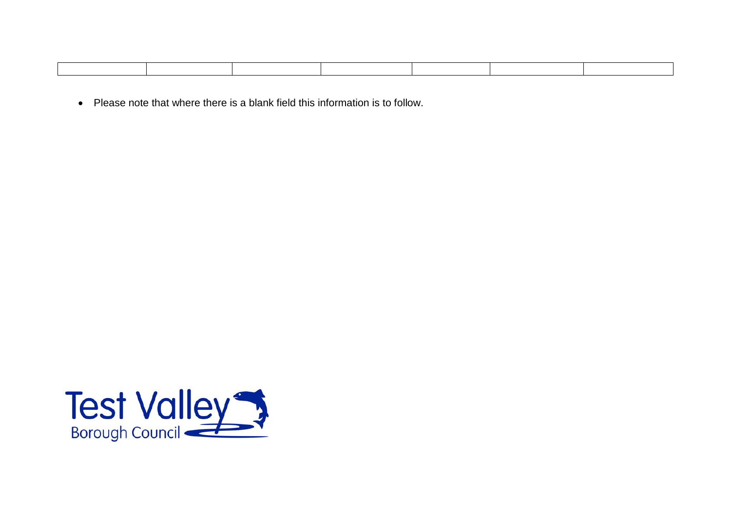| | | | | | | |
|---|---|---|---|---|---|---|
| | | | | | | |

- Please note that where there is a blank field this information is to follow.